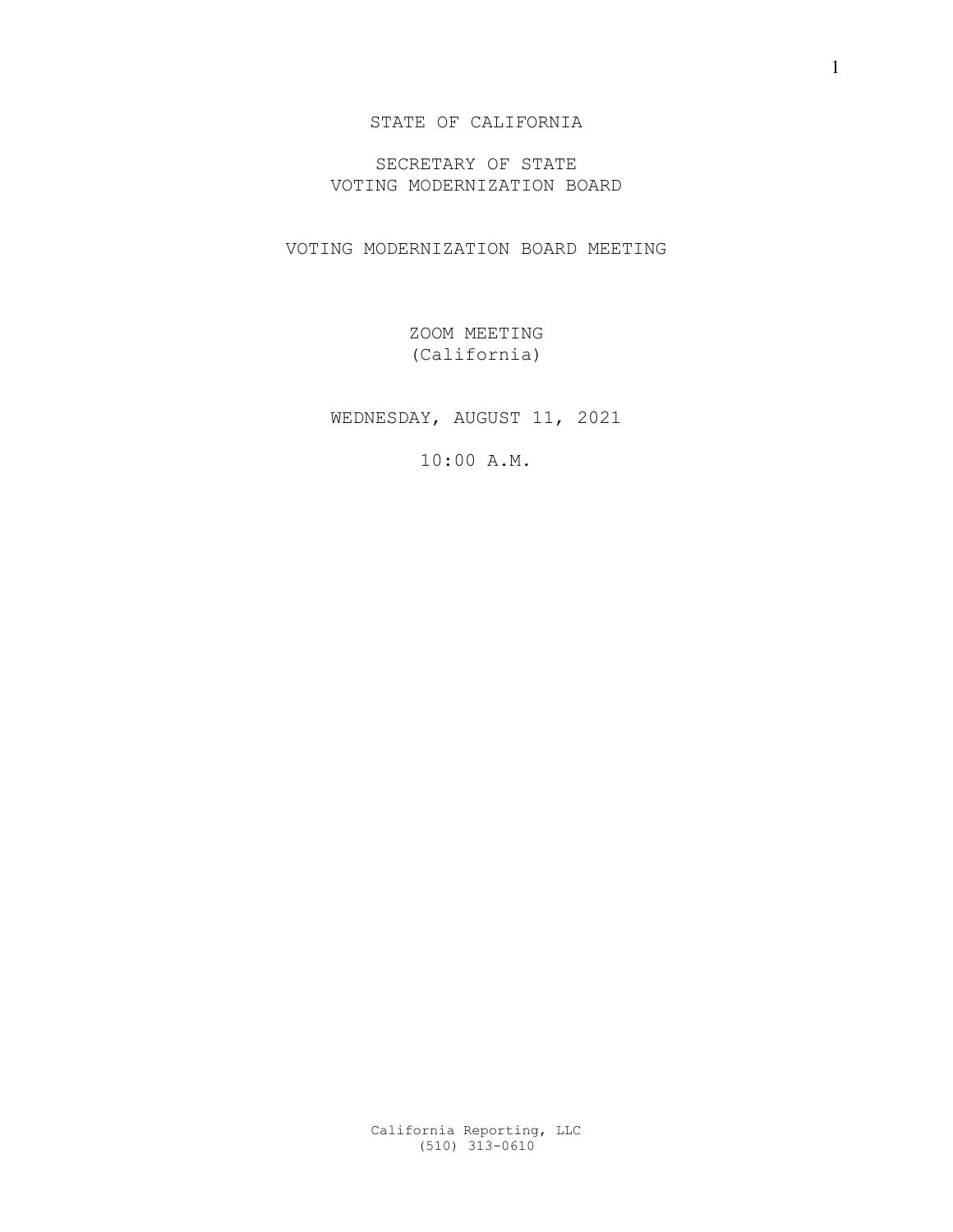STATE OF CALIFORNIA

SECRETARY OF STATE
VOTING MODERNIZATION BOARD

VOTING MODERNIZATION BOARD MEETING

ZOOM MEETING
(California)

WEDNESDAY, AUGUST 11, 2021

10:00 A.M.

California Reporting, LLC
(510) 313-0610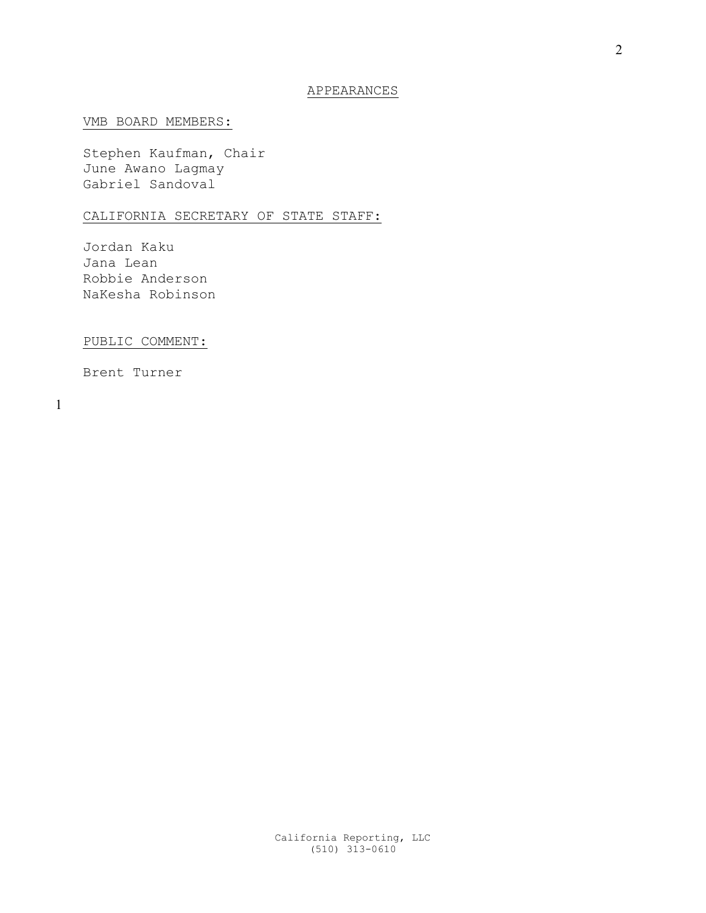# APPEARANCES

## VMB BOARD MEMBERS:

Stephen Kaufman, Chair
June Awano Lagmay
Gabriel Sandoval

## CALIFORNIA SECRETARY OF STATE STAFF:

Jordan Kaku
Jana Lean
Robbie Anderson
NaKesha Robinson

## PUBLIC COMMENT:

Brent Turner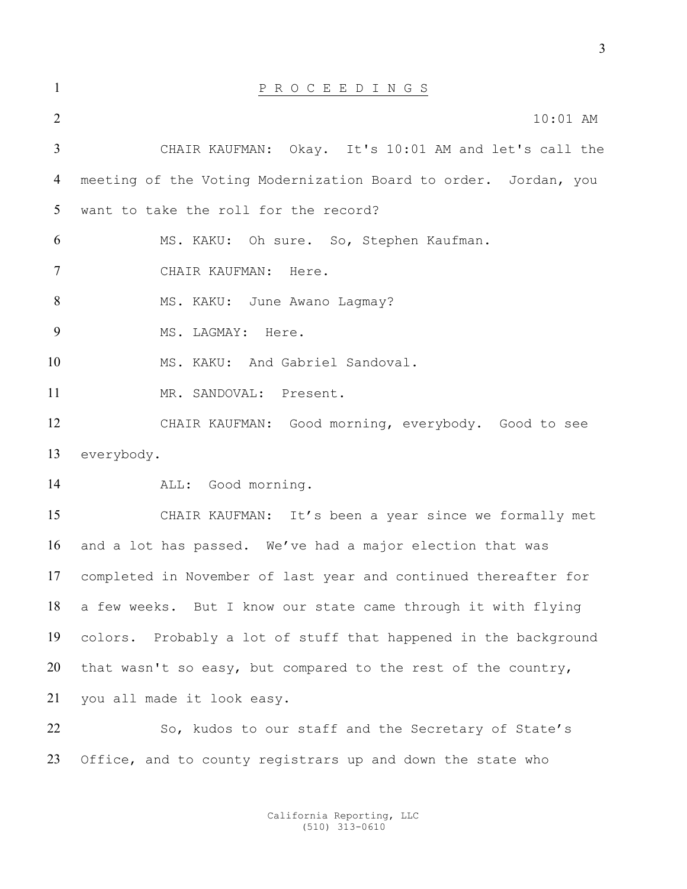P R O C E E D I N G S

10:01 AM

CHAIR KAUFMAN: Okay. It's 10:01 AM and let's call the meeting of the Voting Modernization Board to order. Jordan, you want to take the roll for the record?

MS. KAKU: Oh sure. So, Stephen Kaufman.

CHAIR KAUFMAN: Here.

MS. KAKU: June Awano Lagmay?

MS. LAGMAY: Here.

MS. KAKU: And Gabriel Sandoval.

MR. SANDOVAL: Present.

CHAIR KAUFMAN: Good morning, everybody. Good to see everybody.

ALL: Good morning.

CHAIR KAUFMAN: It's been a year since we formally met and a lot has passed. We've had a major election that was completed in November of last year and continued thereafter for a few weeks. But I know our state came through it with flying colors. Probably a lot of stuff that happened in the background that wasn't so easy, but compared to the rest of the country, you all made it look easy.

So, kudos to our staff and the Secretary of State's Office, and to county registrars up and down the state who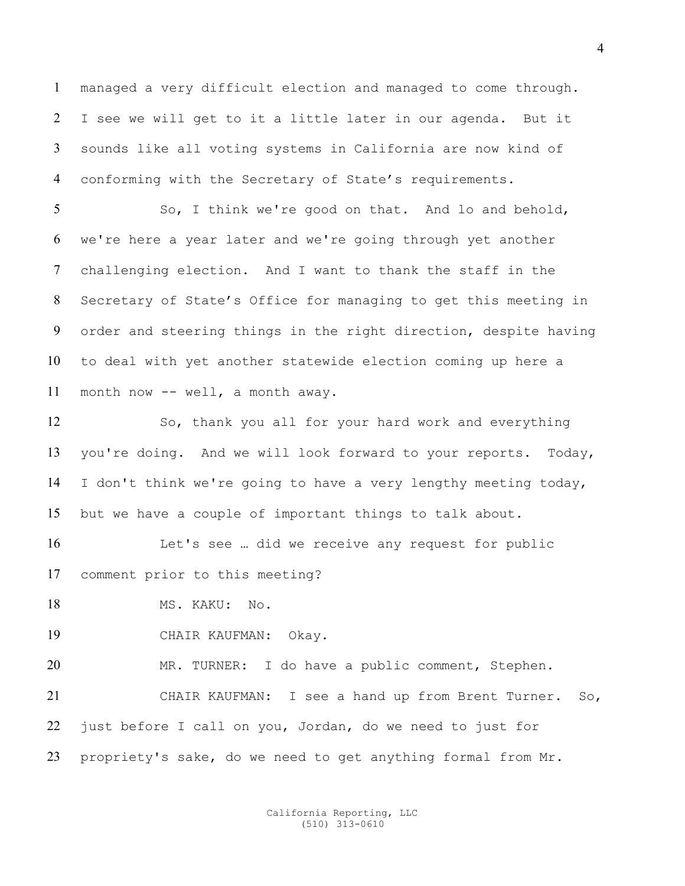managed a very difficult election and managed to come through. I see we will get to it a little later in our agenda. But it sounds like all voting systems in California are now kind of conforming with the Secretary of State's requirements.

So, I think we're good on that. And lo and behold, we're here a year later and we're going through yet another challenging election. And I want to thank the staff in the Secretary of State's Office for managing to get this meeting in order and steering things in the right direction, despite having to deal with yet another statewide election coming up here a month now -- well, a month away.

So, thank you all for your hard work and everything you're doing. And we will look forward to your reports. Today, I don't think we're going to have a very lengthy meeting today, but we have a couple of important things to talk about.

Let's see … did we receive any request for public comment prior to this meeting?

MS. KAKU: No.

CHAIR KAUFMAN: Okay.

MR. TURNER: I do have a public comment, Stephen.

CHAIR KAUFMAN: I see a hand up from Brent Turner. So, just before I call on you, Jordan, do we need to just for propriety's sake, do we need to get anything formal from Mr.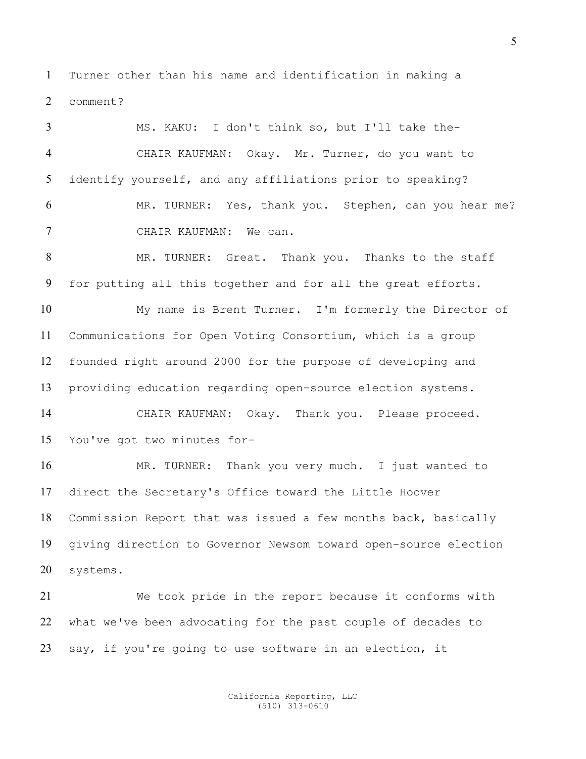Turner other than his name and identification in making a comment?

MS. KAKU: I don't think so, but I'll take the-

CHAIR KAUFMAN: Okay. Mr. Turner, do you want to identify yourself, and any affiliations prior to speaking?

MR. TURNER: Yes, thank you. Stephen, can you hear me?

CHAIR KAUFMAN: We can.

MR. TURNER: Great. Thank you. Thanks to the staff for putting all this together and for all the great efforts.

My name is Brent Turner. I'm formerly the Director of Communications for Open Voting Consortium, which is a group founded right around 2000 for the purpose of developing and providing education regarding open-source election systems.

CHAIR KAUFMAN: Okay. Thank you. Please proceed. You've got two minutes for-

MR. TURNER: Thank you very much. I just wanted to direct the Secretary's Office toward the Little Hoover Commission Report that was issued a few months back, basically giving direction to Governor Newsom toward open-source election systems.

We took pride in the report because it conforms with what we've been advocating for the past couple of decades to say, if you're going to use software in an election, it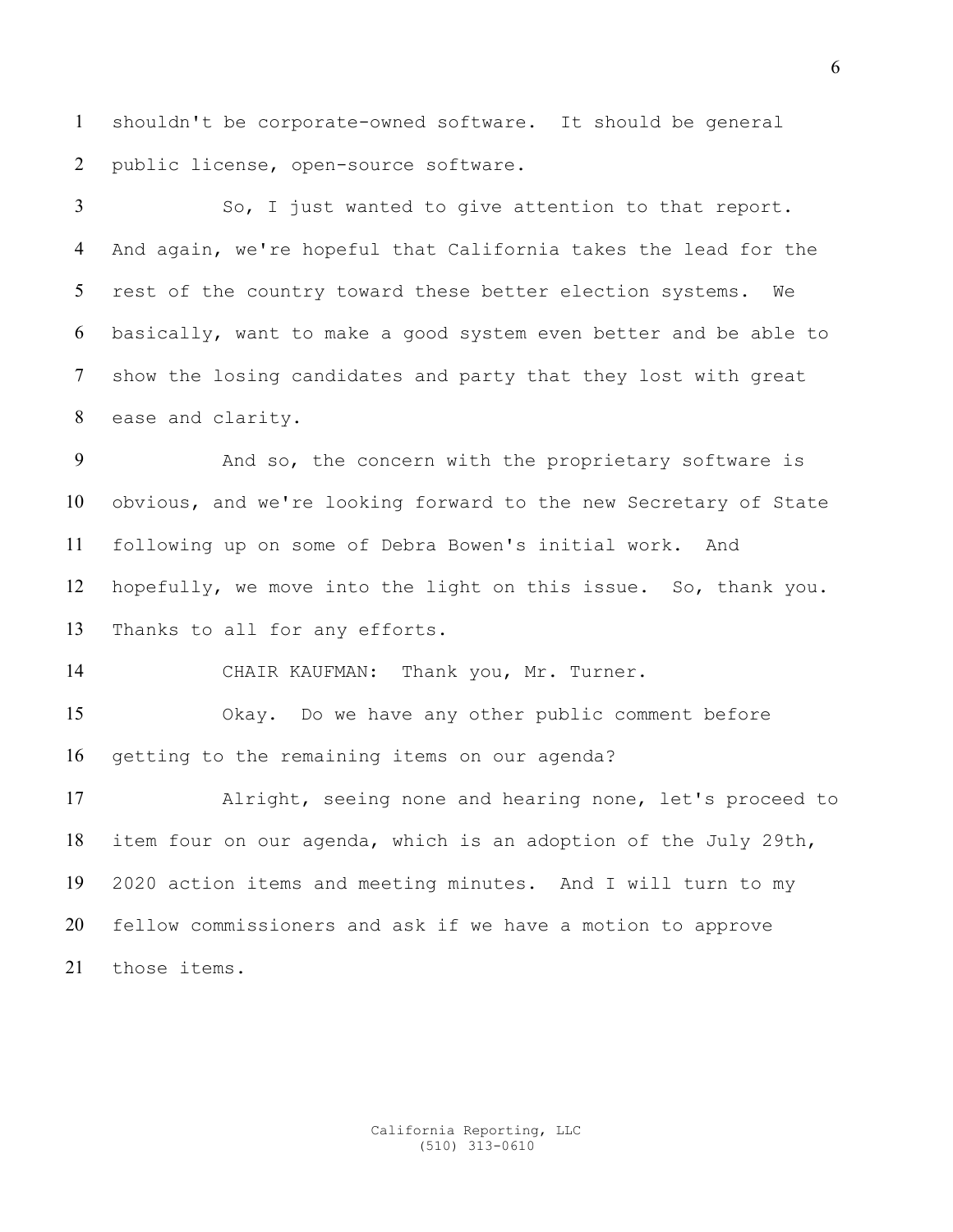shouldn't be corporate-owned software. It should be general public license, open-source software.

So, I just wanted to give attention to that report. And again, we're hopeful that California takes the lead for the rest of the country toward these better election systems. We basically, want to make a good system even better and be able to show the losing candidates and party that they lost with great ease and clarity.

And so, the concern with the proprietary software is obvious, and we're looking forward to the new Secretary of State following up on some of Debra Bowen's initial work. And hopefully, we move into the light on this issue. So, thank you. Thanks to all for any efforts.

CHAIR KAUFMAN: Thank you, Mr. Turner.

Okay. Do we have any other public comment before getting to the remaining items on our agenda?

Alright, seeing none and hearing none, let's proceed to item four on our agenda, which is an adoption of the July 29th, 2020 action items and meeting minutes. And I will turn to my fellow commissioners and ask if we have a motion to approve those items.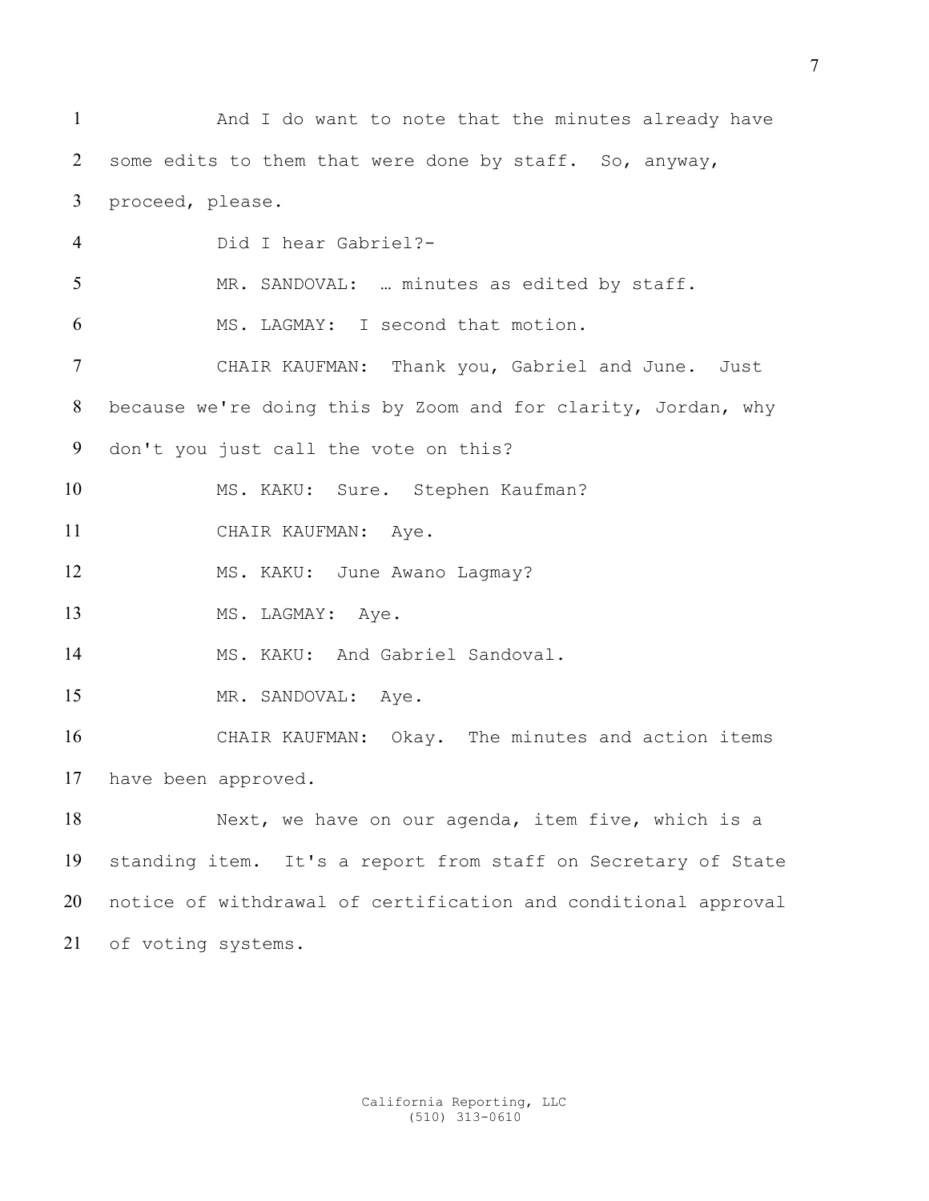And I do want to note that the minutes already have some edits to them that were done by staff. So, anyway, proceed, please.

Did I hear Gabriel?-

MR. SANDOVAL: … minutes as edited by staff.

MS. LAGMAY: I second that motion.

CHAIR KAUFMAN: Thank you, Gabriel and June. Just because we're doing this by Zoom and for clarity, Jordan, why don't you just call the vote on this?

MS. KAKU: Sure. Stephen Kaufman?

CHAIR KAUFMAN: Aye.

MS. KAKU: June Awano Lagmay?

MS. LAGMAY: Aye.

MS. KAKU: And Gabriel Sandoval.

MR. SANDOVAL: Aye.

CHAIR KAUFMAN: Okay. The minutes and action items have been approved.

Next, we have on our agenda, item five, which is a standing item. It's a report from staff on Secretary of State notice of withdrawal of certification and conditional approval of voting systems.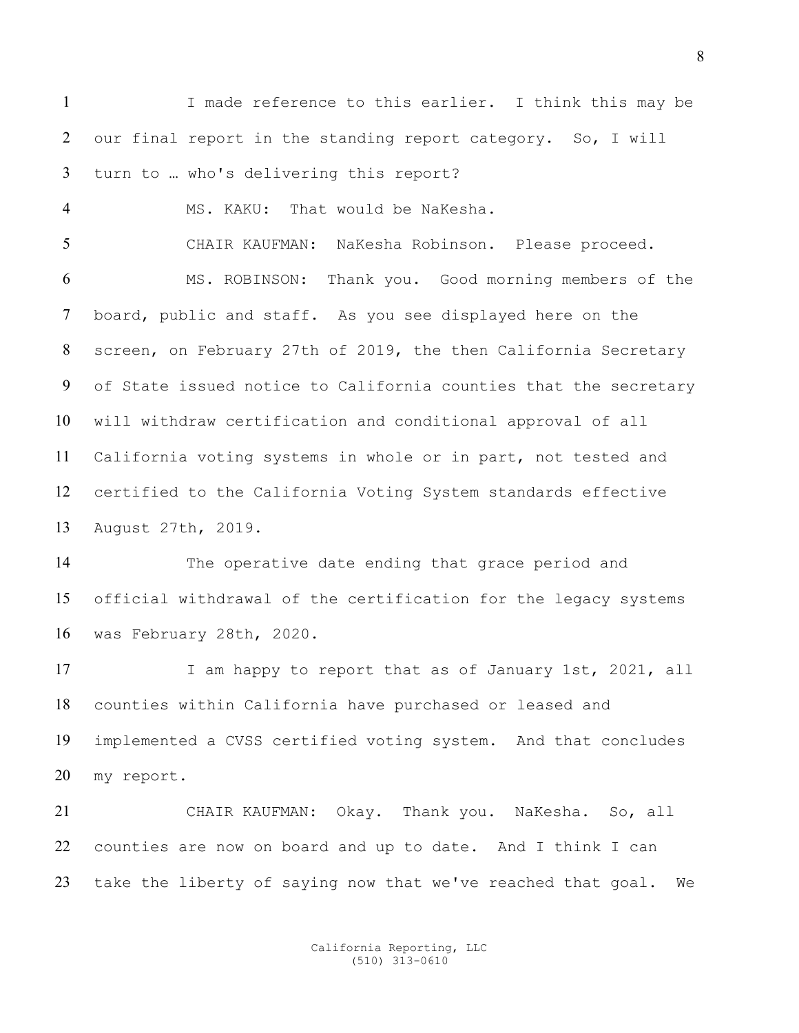I made reference to this earlier. I think this may be our final report in the standing report category. So, I will turn to … who's delivering this report?

MS. KAKU: That would be NaKesha.

CHAIR KAUFMAN: NaKesha Robinson. Please proceed.

MS. ROBINSON: Thank you. Good morning members of the board, public and staff. As you see displayed here on the screen, on February 27th of 2019, the then California Secretary of State issued notice to California counties that the secretary will withdraw certification and conditional approval of all California voting systems in whole or in part, not tested and certified to the California Voting System standards effective August 27th, 2019.

The operative date ending that grace period and official withdrawal of the certification for the legacy systems was February 28th, 2020.

I am happy to report that as of January 1st, 2021, all counties within California have purchased or leased and implemented a CVSS certified voting system. And that concludes my report.

CHAIR KAUFMAN: Okay. Thank you. NaKesha. So, all counties are now on board and up to date. And I think I can take the liberty of saying now that we've reached that goal. We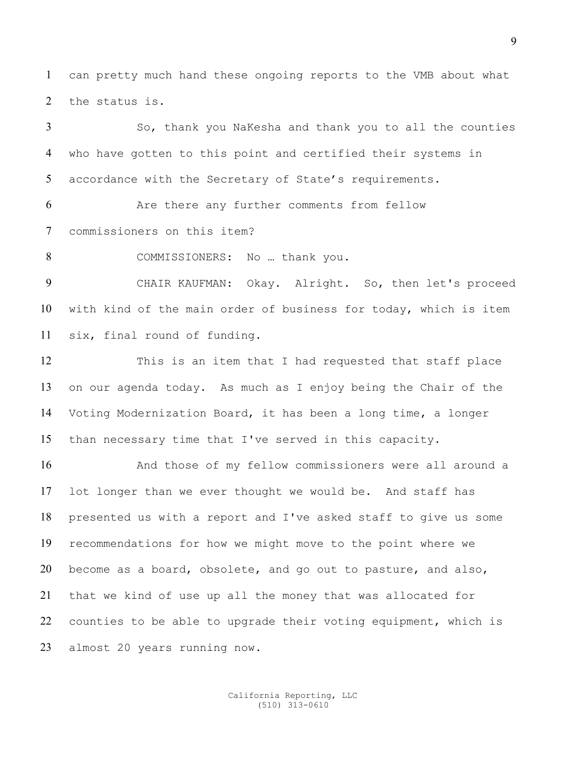can pretty much hand these ongoing reports to the VMB about what the status is.

So, thank you NaKesha and thank you to all the counties who have gotten to this point and certified their systems in accordance with the Secretary of State's requirements.

Are there any further comments from fellow commissioners on this item?

COMMISSIONERS: No … thank you.

CHAIR KAUFMAN: Okay. Alright. So, then let's proceed with kind of the main order of business for today, which is item six, final round of funding.

This is an item that I had requested that staff place on our agenda today. As much as I enjoy being the Chair of the Voting Modernization Board, it has been a long time, a longer than necessary time that I've served in this capacity.

And those of my fellow commissioners were all around a lot longer than we ever thought we would be. And staff has presented us with a report and I've asked staff to give us some recommendations for how we might move to the point where we become as a board, obsolete, and go out to pasture, and also, that we kind of use up all the money that was allocated for counties to be able to upgrade their voting equipment, which is almost 20 years running now.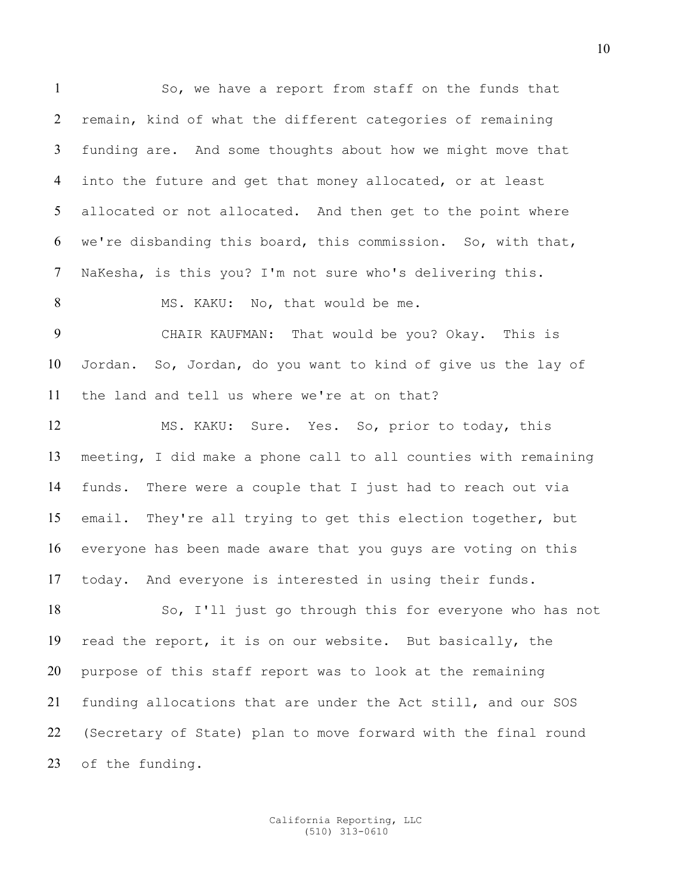So, we have a report from staff on the funds that remain, kind of what the different categories of remaining funding are. And some thoughts about how we might move that into the future and get that money allocated, or at least allocated or not allocated. And then get to the point where we're disbanding this board, this commission. So, with that, NaKesha, is this you? I'm not sure who's delivering this.

MS. KAKU: No, that would be me.

CHAIR KAUFMAN: That would be you? Okay. This is Jordan. So, Jordan, do you want to kind of give us the lay of the land and tell us where we're at on that?

MS. KAKU: Sure. Yes. So, prior to today, this meeting, I did make a phone call to all counties with remaining funds. There were a couple that I just had to reach out via email. They're all trying to get this election together, but everyone has been made aware that you guys are voting on this today. And everyone is interested in using their funds.

So, I'll just go through this for everyone who has not read the report, it is on our website. But basically, the purpose of this staff report was to look at the remaining funding allocations that are under the Act still, and our SOS (Secretary of State) plan to move forward with the final round of the funding.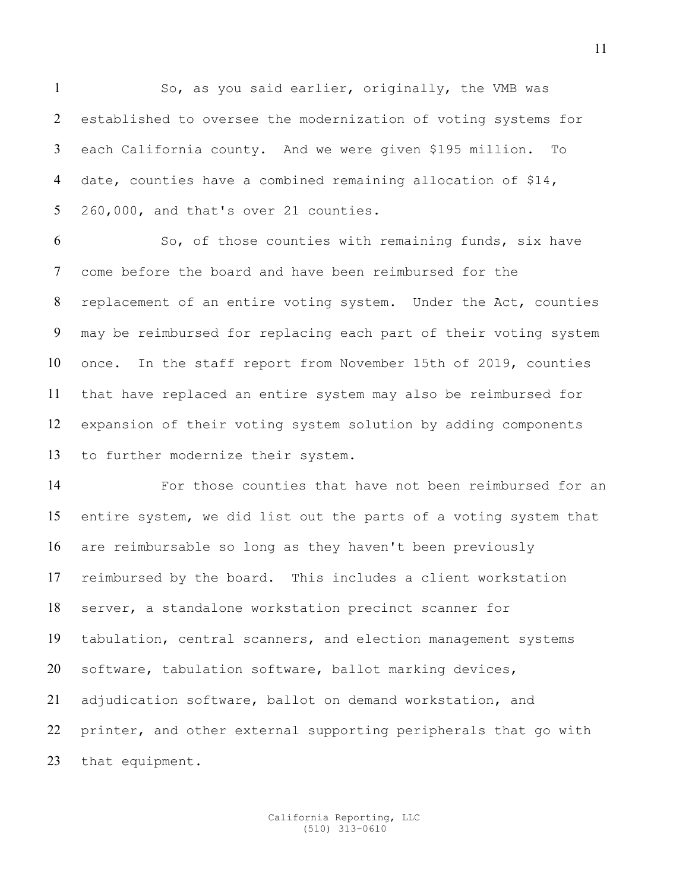So, as you said earlier, originally, the VMB was established to oversee the modernization of voting systems for each California county. And we were given $195 million. To date, counties have a combined remaining allocation of $14, 260,000, and that's over 21 counties.

So, of those counties with remaining funds, six have come before the board and have been reimbursed for the replacement of an entire voting system. Under the Act, counties may be reimbursed for replacing each part of their voting system once. In the staff report from November 15th of 2019, counties that have replaced an entire system may also be reimbursed for expansion of their voting system solution by adding components to further modernize their system.

For those counties that have not been reimbursed for an entire system, we did list out the parts of a voting system that are reimbursable so long as they haven't been previously reimbursed by the board. This includes a client workstation server, a standalone workstation precinct scanner for tabulation, central scanners, and election management systems software, tabulation software, ballot marking devices, adjudication software, ballot on demand workstation, and printer, and other external supporting peripherals that go with that equipment.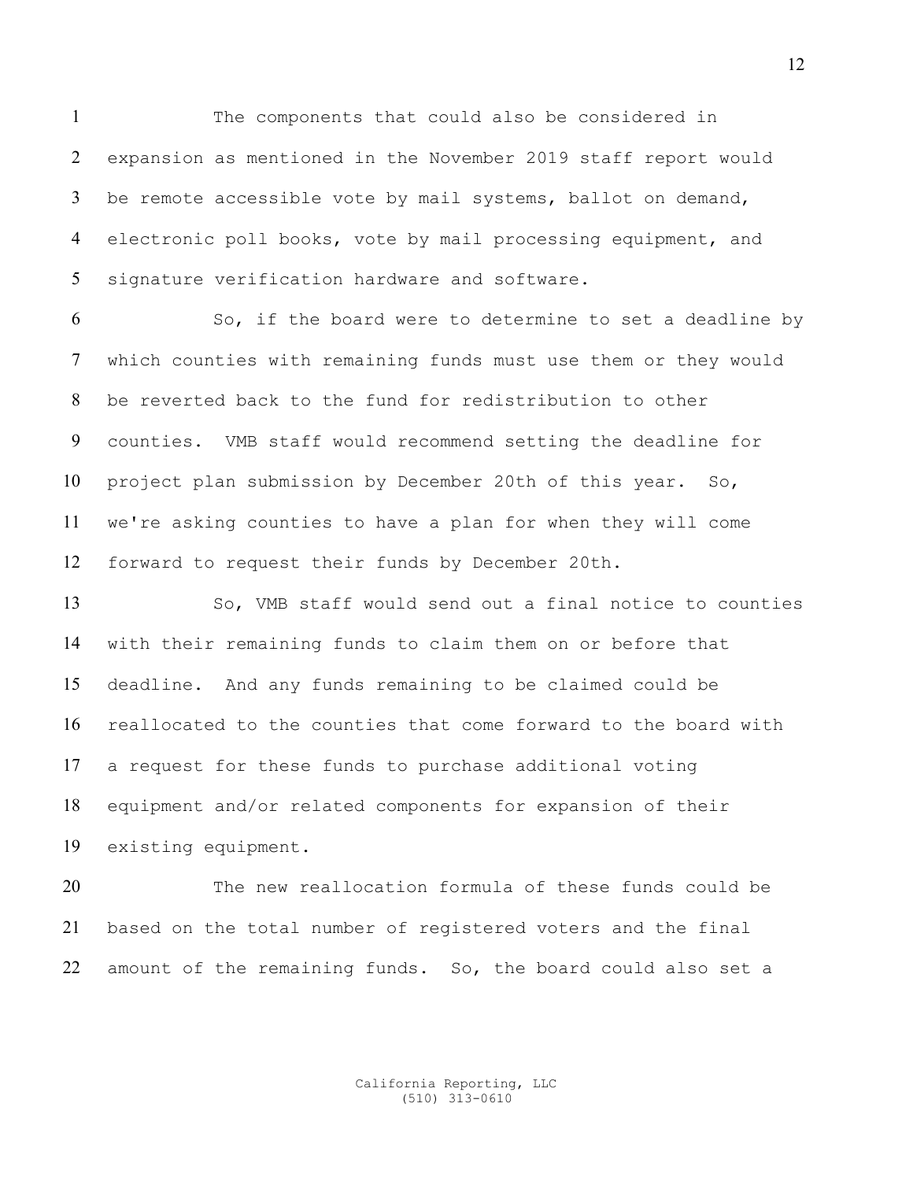The components that could also be considered in expansion as mentioned in the November 2019 staff report would be remote accessible vote by mail systems, ballot on demand, electronic poll books, vote by mail processing equipment, and signature verification hardware and software.

So, if the board were to determine to set a deadline by which counties with remaining funds must use them or they would be reverted back to the fund for redistribution to other counties. VMB staff would recommend setting the deadline for project plan submission by December 20th of this year. So, we're asking counties to have a plan for when they will come forward to request their funds by December 20th.

So, VMB staff would send out a final notice to counties with their remaining funds to claim them on or before that deadline. And any funds remaining to be claimed could be reallocated to the counties that come forward to the board with a request for these funds to purchase additional voting equipment and/or related components for expansion of their existing equipment.

The new reallocation formula of these funds could be based on the total number of registered voters and the final amount of the remaining funds. So, the board could also set a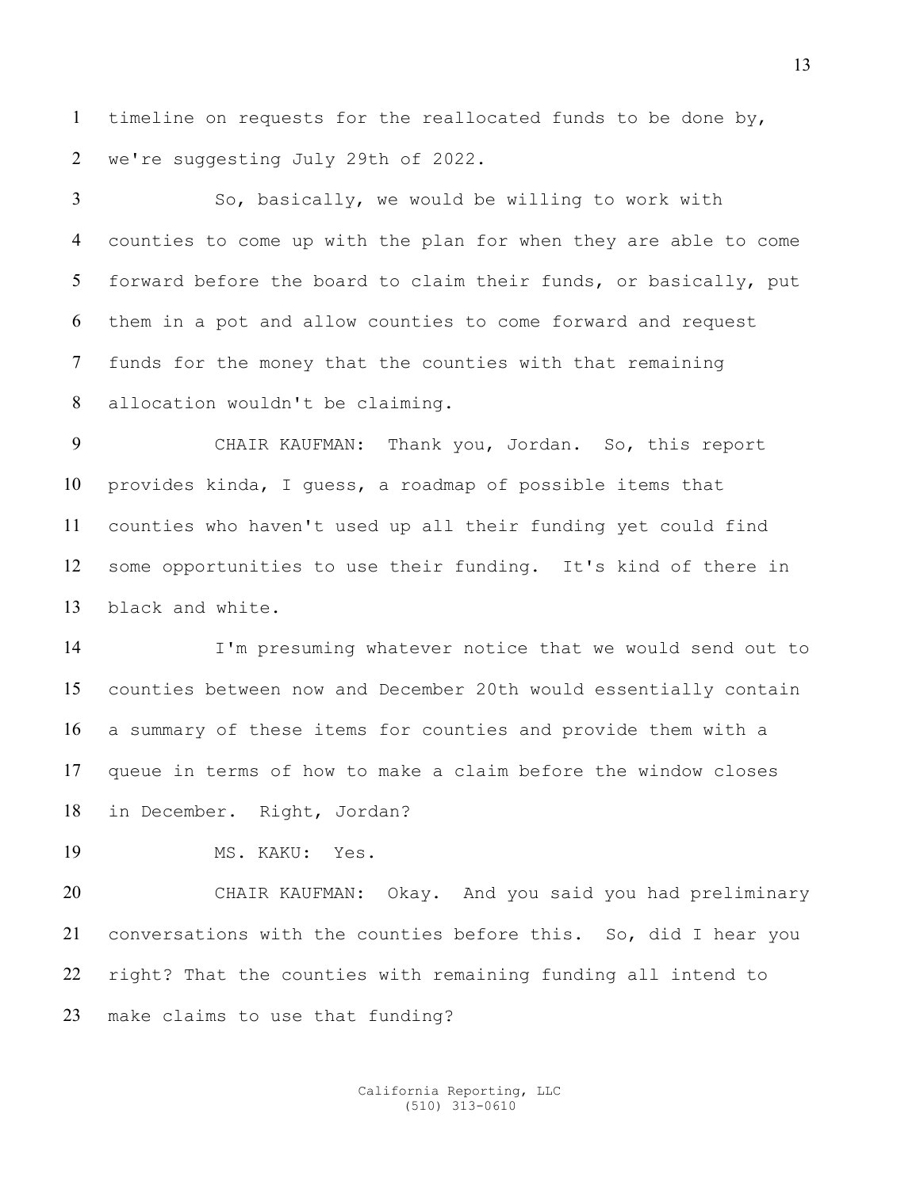timeline on requests for the reallocated funds to be done by, we're suggesting July 29th of 2022.

So, basically, we would be willing to work with counties to come up with the plan for when they are able to come forward before the board to claim their funds, or basically, put them in a pot and allow counties to come forward and request funds for the money that the counties with that remaining allocation wouldn't be claiming.

CHAIR KAUFMAN: Thank you, Jordan. So, this report provides kinda, I guess, a roadmap of possible items that counties who haven't used up all their funding yet could find some opportunities to use their funding. It's kind of there in black and white.

I'm presuming whatever notice that we would send out to counties between now and December 20th would essentially contain a summary of these items for counties and provide them with a queue in terms of how to make a claim before the window closes in December. Right, Jordan?

MS. KAKU: Yes.

CHAIR KAUFMAN: Okay. And you said you had preliminary conversations with the counties before this. So, did I hear you right? That the counties with remaining funding all intend to make claims to use that funding?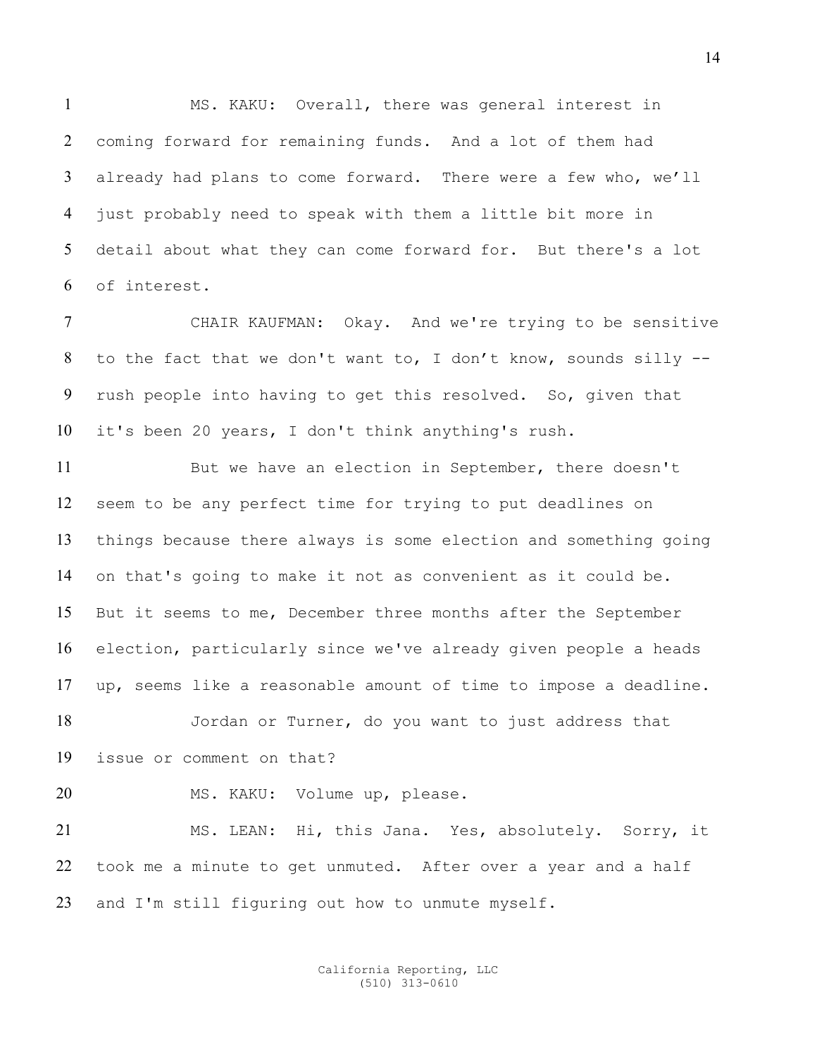MS. KAKU: Overall, there was general interest in coming forward for remaining funds. And a lot of them had already had plans to come forward. There were a few who, we'll just probably need to speak with them a little bit more in detail about what they can come forward for. But there's a lot of interest.

CHAIR KAUFMAN: Okay. And we're trying to be sensitive to the fact that we don't want to, I don't know, sounds silly -- rush people into having to get this resolved. So, given that it's been 20 years, I don't think anything's rush.

But we have an election in September, there doesn't seem to be any perfect time for trying to put deadlines on things because there always is some election and something going on that's going to make it not as convenient as it could be. But it seems to me, December three months after the September election, particularly since we've already given people a heads up, seems like a reasonable amount of time to impose a deadline.

Jordan or Turner, do you want to just address that issue or comment on that?

MS. KAKU: Volume up, please.

MS. LEAN: Hi, this Jana. Yes, absolutely. Sorry, it took me a minute to get unmuted. After over a year and a half and I'm still figuring out how to unmute myself.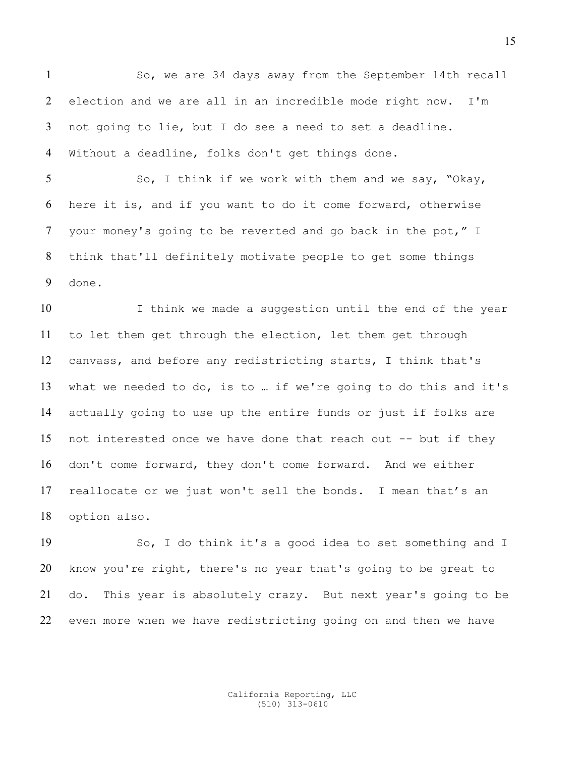So, we are 34 days away from the September 14th recall election and we are all in an incredible mode right now. I'm not going to lie, but I do see a need to set a deadline. Without a deadline, folks don't get things done.

So, I think if we work with them and we say, "Okay, here it is, and if you want to do it come forward, otherwise your money's going to be reverted and go back in the pot," I think that'll definitely motivate people to get some things done.

I think we made a suggestion until the end of the year to let them get through the election, let them get through canvass, and before any redistricting starts, I think that's what we needed to do, is to … if we're going to do this and it's actually going to use up the entire funds or just if folks are not interested once we have done that reach out -- but if they don't come forward, they don't come forward. And we either reallocate or we just won't sell the bonds. I mean that's an option also.

So, I do think it's a good idea to set something and I know you're right, there's no year that's going to be great to do. This year is absolutely crazy. But next year's going to be even more when we have redistricting going on and then we have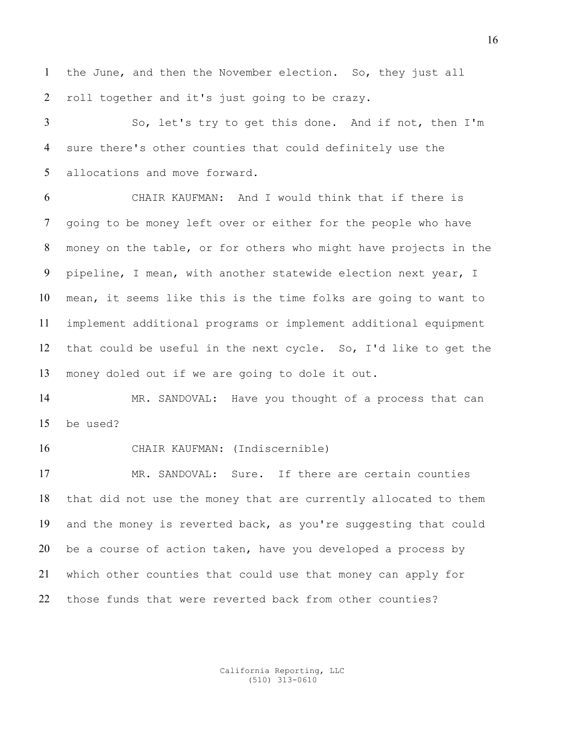the June, and then the November election. So, they just all roll together and it's just going to be crazy.

So, let's try to get this done. And if not, then I'm sure there's other counties that could definitely use the allocations and move forward.

CHAIR KAUFMAN: And I would think that if there is going to be money left over or either for the people who have money on the table, or for others who might have projects in the pipeline, I mean, with another statewide election next year, I mean, it seems like this is the time folks are going to want to implement additional programs or implement additional equipment that could be useful in the next cycle. So, I'd like to get the money doled out if we are going to dole it out.

MR. SANDOVAL: Have you thought of a process that can be used?

CHAIR KAUFMAN: (Indiscernible)

MR. SANDOVAL: Sure. If there are certain counties that did not use the money that are currently allocated to them and the money is reverted back, as you're suggesting that could be a course of action taken, have you developed a process by which other counties that could use that money can apply for those funds that were reverted back from other counties?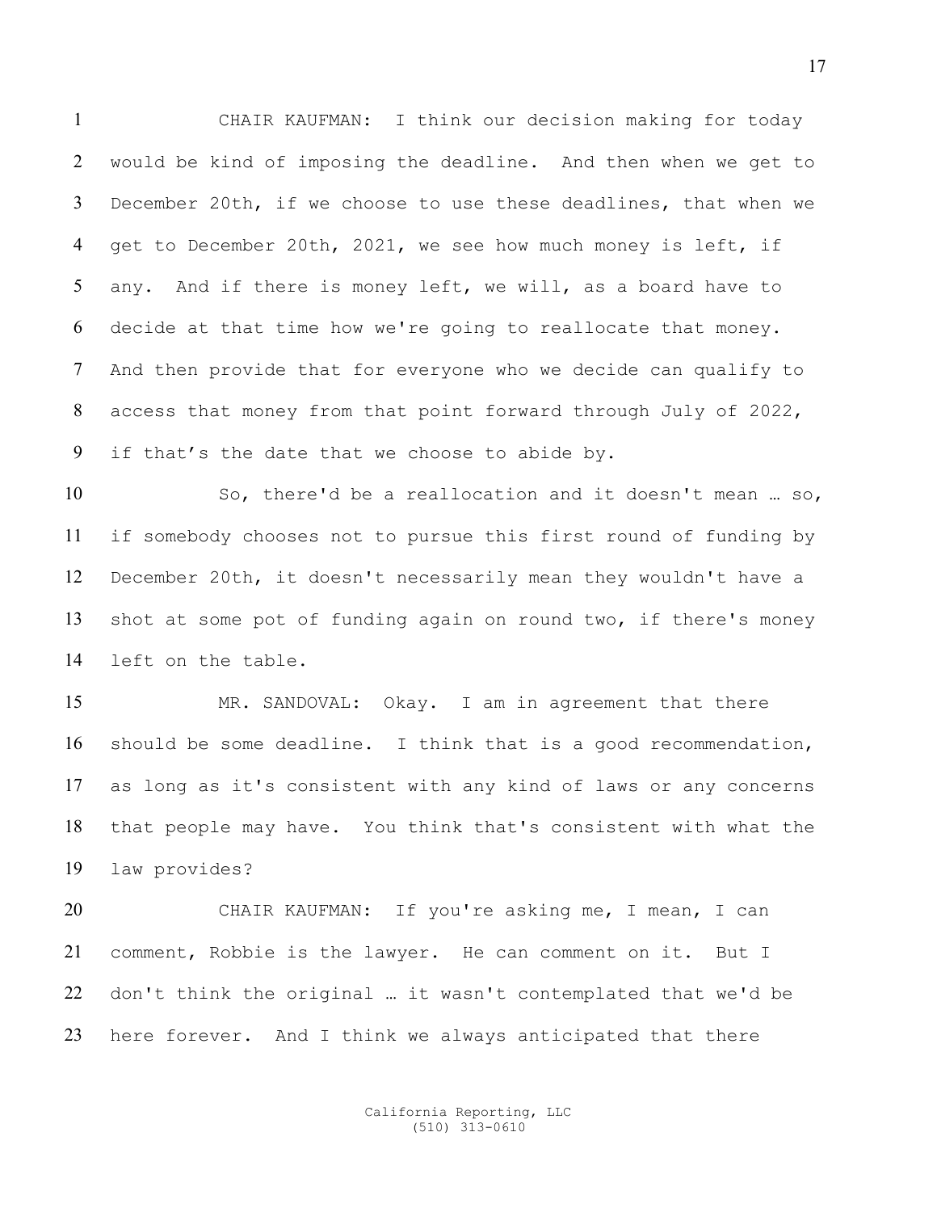CHAIR KAUFMAN: I think our decision making for today would be kind of imposing the deadline. And then when we get to December 20th, if we choose to use these deadlines, that when we get to December 20th, 2021, we see how much money is left, if any. And if there is money left, we will, as a board have to decide at that time how we're going to reallocate that money. And then provide that for everyone who we decide can qualify to access that money from that point forward through July of 2022, if that's the date that we choose to abide by.

So, there'd be a reallocation and it doesn't mean … so, if somebody chooses not to pursue this first round of funding by December 20th, it doesn't necessarily mean they wouldn't have a shot at some pot of funding again on round two, if there's money left on the table.

MR. SANDOVAL: Okay. I am in agreement that there should be some deadline. I think that is a good recommendation, as long as it's consistent with any kind of laws or any concerns that people may have. You think that's consistent with what the law provides?

CHAIR KAUFMAN: If you're asking me, I mean, I can comment, Robbie is the lawyer. He can comment on it. But I don't think the original … it wasn't contemplated that we'd be here forever. And I think we always anticipated that there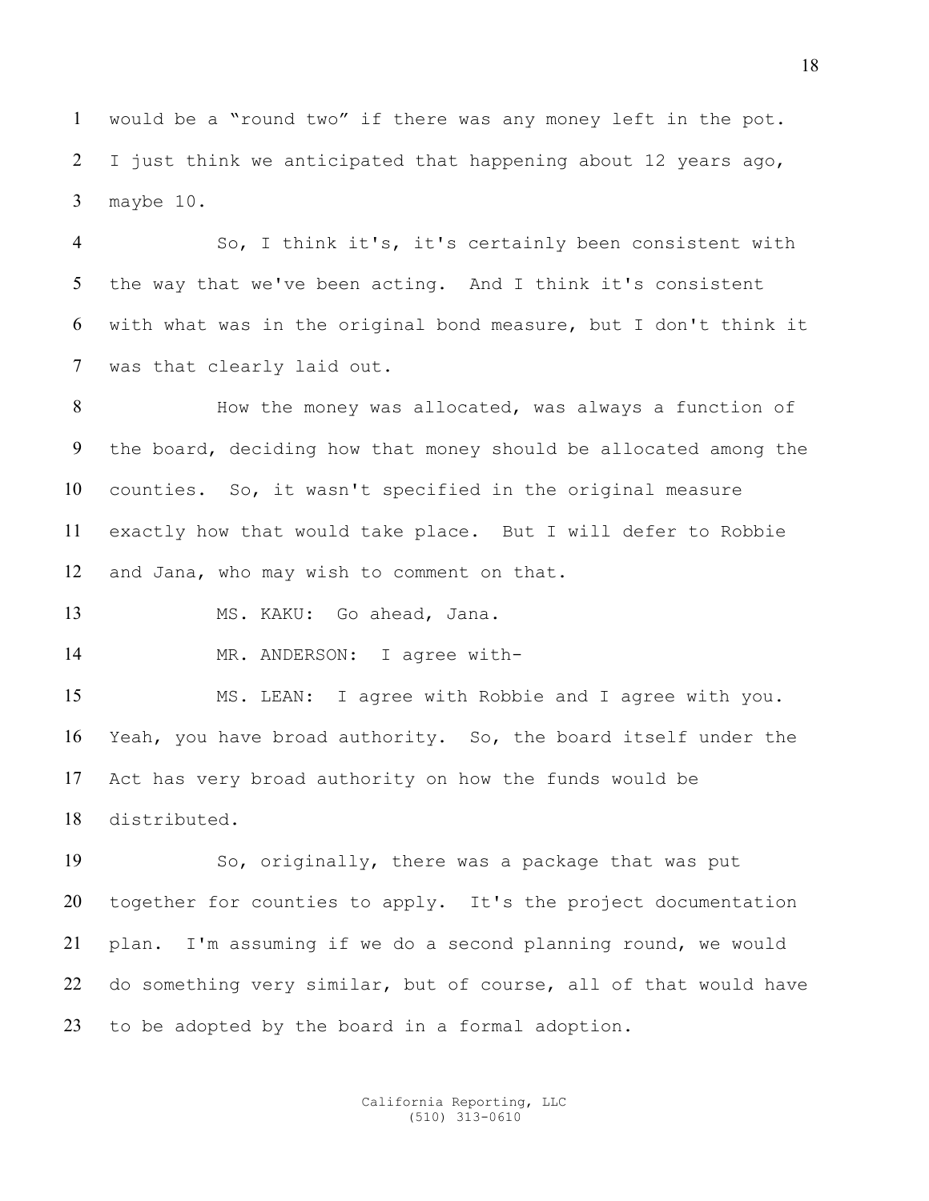would be a "round two" if there was any money left in the pot. I just think we anticipated that happening about 12 years ago, maybe 10.

So, I think it's, it's certainly been consistent with the way that we've been acting. And I think it's consistent with what was in the original bond measure, but I don't think it was that clearly laid out.

How the money was allocated, was always a function of the board, deciding how that money should be allocated among the counties. So, it wasn't specified in the original measure exactly how that would take place. But I will defer to Robbie and Jana, who may wish to comment on that.

MS. KAKU: Go ahead, Jana.

MR. ANDERSON: I agree with-

MS. LEAN: I agree with Robbie and I agree with you. Yeah, you have broad authority. So, the board itself under the Act has very broad authority on how the funds would be distributed.

So, originally, there was a package that was put together for counties to apply. It's the project documentation plan. I'm assuming if we do a second planning round, we would do something very similar, but of course, all of that would have to be adopted by the board in a formal adoption.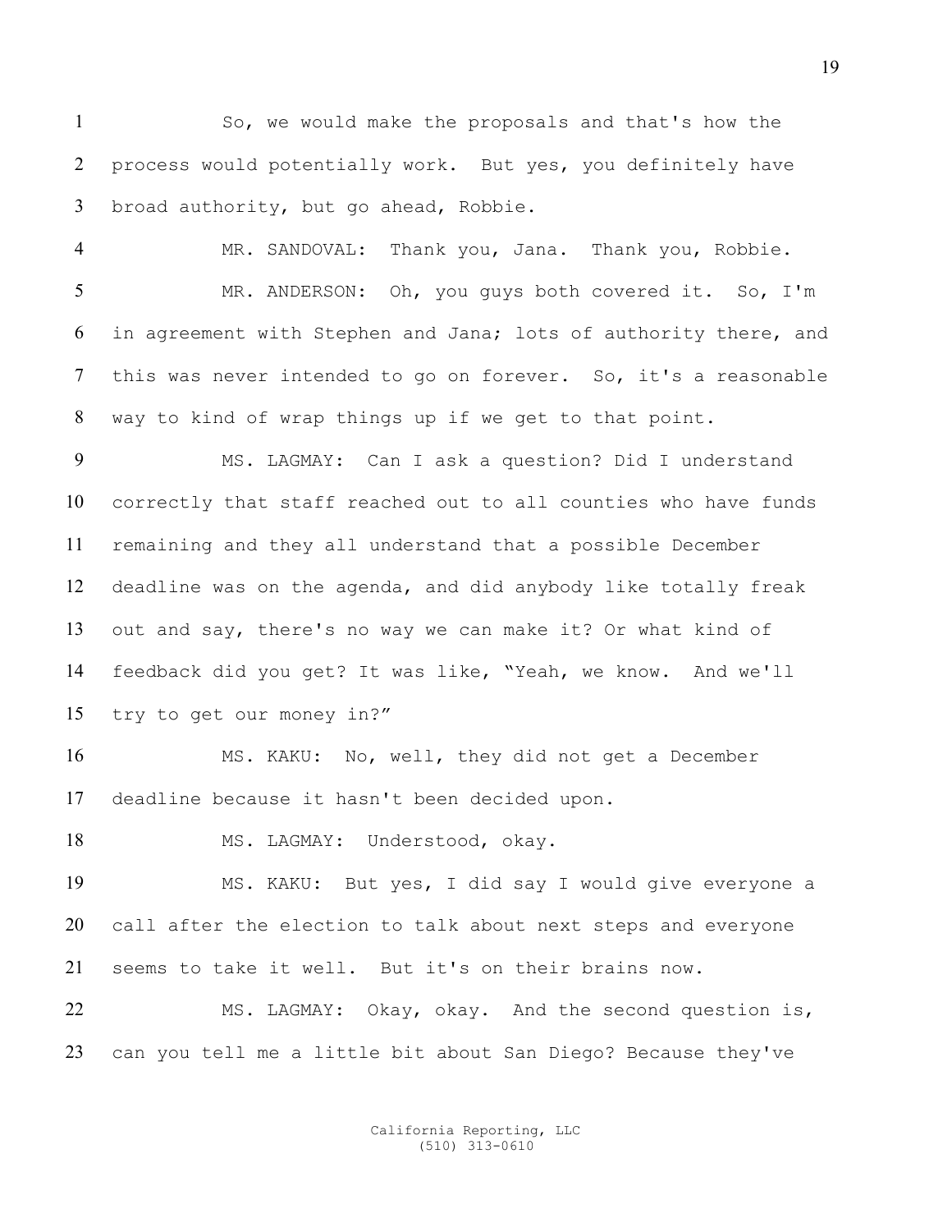So, we would make the proposals and that's how the process would potentially work. But yes, you definitely have broad authority, but go ahead, Robbie.

MR. SANDOVAL: Thank you, Jana. Thank you, Robbie.

MR. ANDERSON: Oh, you guys both covered it. So, I'm in agreement with Stephen and Jana; lots of authority there, and this was never intended to go on forever. So, it's a reasonable way to kind of wrap things up if we get to that point.

MS. LAGMAY: Can I ask a question? Did I understand correctly that staff reached out to all counties who have funds remaining and they all understand that a possible December deadline was on the agenda, and did anybody like totally freak out and say, there's no way we can make it? Or what kind of feedback did you get? It was like, "Yeah, we know. And we'll try to get our money in?"

MS. KAKU: No, well, they did not get a December deadline because it hasn't been decided upon.

MS. LAGMAY: Understood, okay.

MS. KAKU: But yes, I did say I would give everyone a call after the election to talk about next steps and everyone seems to take it well. But it's on their brains now.

MS. LAGMAY: Okay, okay. And the second question is, can you tell me a little bit about San Diego? Because they've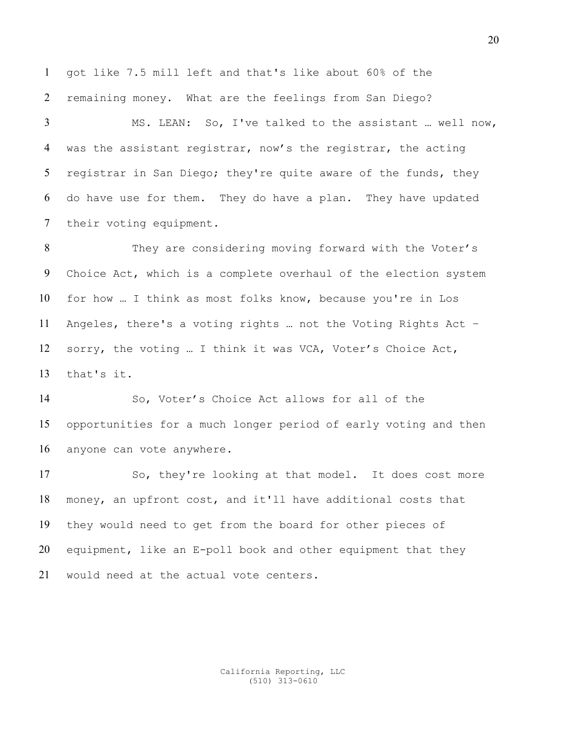got like 7.5 mill left and that's like about 60% of the remaining money. What are the feelings from San Diego?

MS. LEAN: So, I've talked to the assistant … well now, was the assistant registrar, now's the registrar, the acting registrar in San Diego; they're quite aware of the funds, they do have use for them. They do have a plan. They have updated their voting equipment.

They are considering moving forward with the Voter's Choice Act, which is a complete overhaul of the election system for how … I think as most folks know, because you're in Los Angeles, there's a voting rights … not the Voting Rights Act – sorry, the voting … I think it was VCA, Voter's Choice Act, that's it.

So, Voter's Choice Act allows for all of the opportunities for a much longer period of early voting and then anyone can vote anywhere.

So, they're looking at that model. It does cost more money, an upfront cost, and it'll have additional costs that they would need to get from the board for other pieces of equipment, like an E-poll book and other equipment that they would need at the actual vote centers.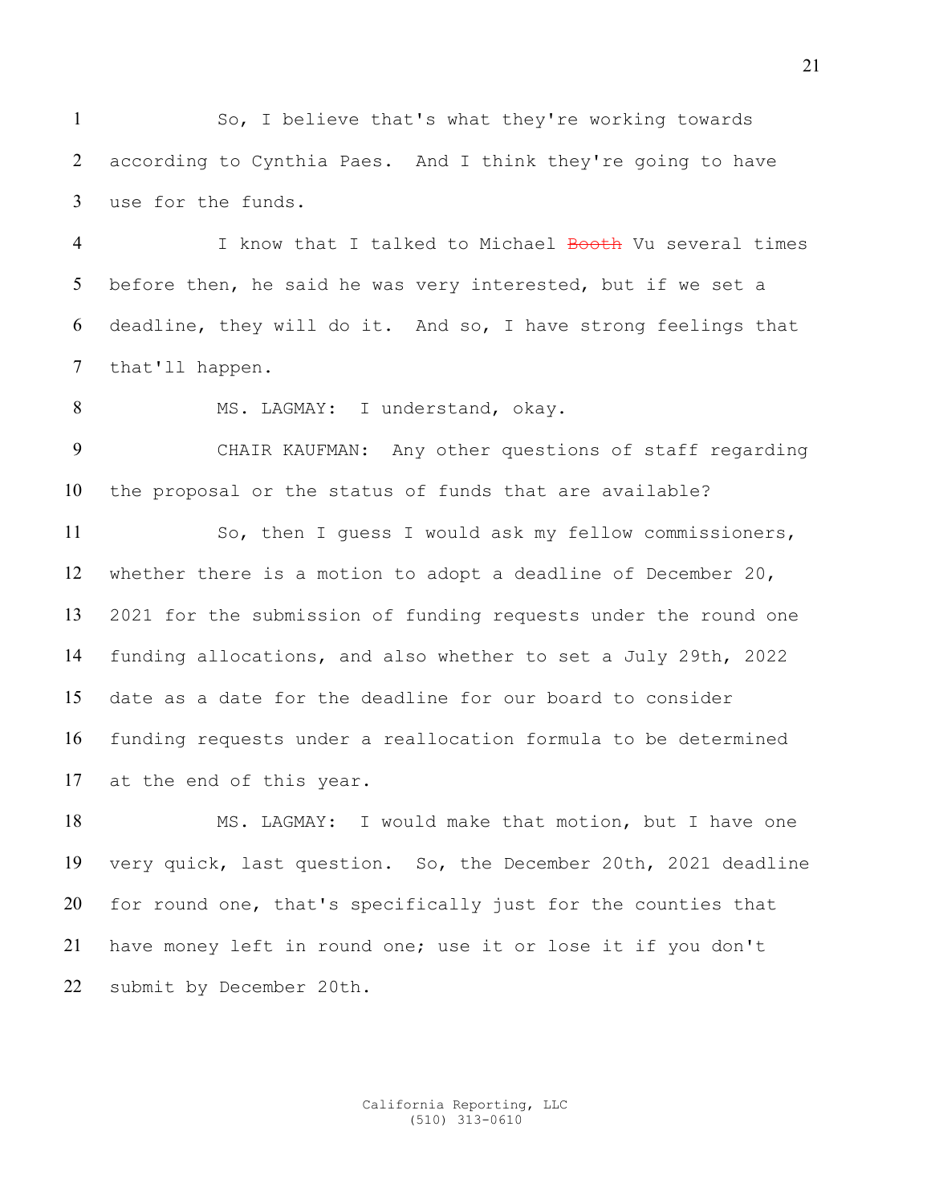So, I believe that's what they're working towards according to Cynthia Paes. And I think they're going to have use for the funds.

I know that I talked to Michael ~~Booth~~ Vu several times before then, he said he was very interested, but if we set a deadline, they will do it. And so, I have strong feelings that that'll happen.

MS. LAGMAY: I understand, okay.

CHAIR KAUFMAN: Any other questions of staff regarding the proposal or the status of funds that are available?

So, then I guess I would ask my fellow commissioners, whether there is a motion to adopt a deadline of December 20, 2021 for the submission of funding requests under the round one funding allocations, and also whether to set a July 29th, 2022 date as a date for the deadline for our board to consider funding requests under a reallocation formula to be determined at the end of this year.

MS. LAGMAY: I would make that motion, but I have one very quick, last question. So, the December 20th, 2021 deadline for round one, that's specifically just for the counties that have money left in round one; use it or lose it if you don't submit by December 20th.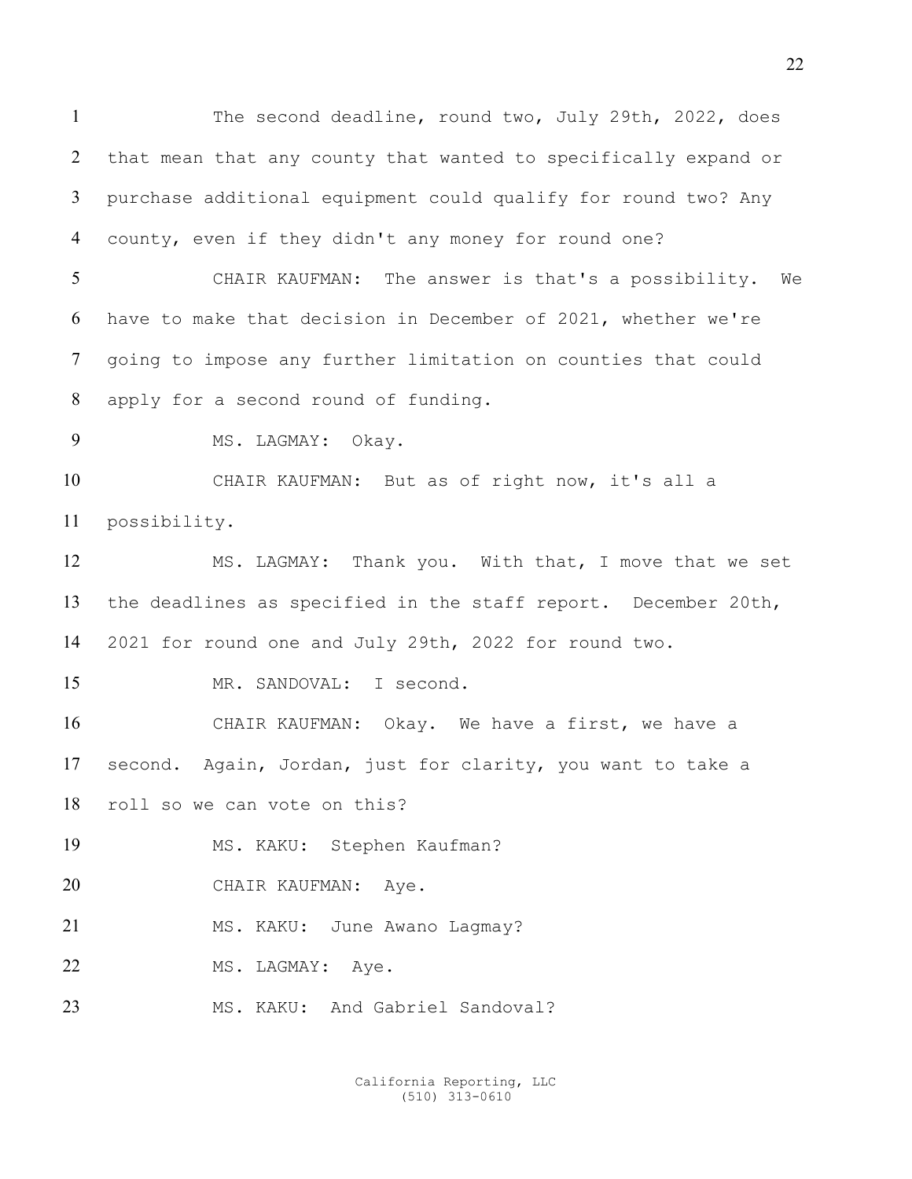The second deadline, round two, July 29th, 2022, does that mean that any county that wanted to specifically expand or purchase additional equipment could qualify for round two? Any county, even if they didn't any money for round one?

CHAIR KAUFMAN: The answer is that's a possibility. We have to make that decision in December of 2021, whether we're going to impose any further limitation on counties that could apply for a second round of funding.

MS. LAGMAY: Okay.

CHAIR KAUFMAN: But as of right now, it's all a possibility.

MS. LAGMAY: Thank you. With that, I move that we set the deadlines as specified in the staff report. December 20th, 2021 for round one and July 29th, 2022 for round two.

MR. SANDOVAL: I second.

CHAIR KAUFMAN: Okay. We have a first, we have a second. Again, Jordan, just for clarity, you want to take a roll so we can vote on this?

MS. KAKU: Stephen Kaufman?

CHAIR KAUFMAN: Aye.

MS. KAKU: June Awano Lagmay?

MS. LAGMAY: Aye.

MS. KAKU: And Gabriel Sandoval?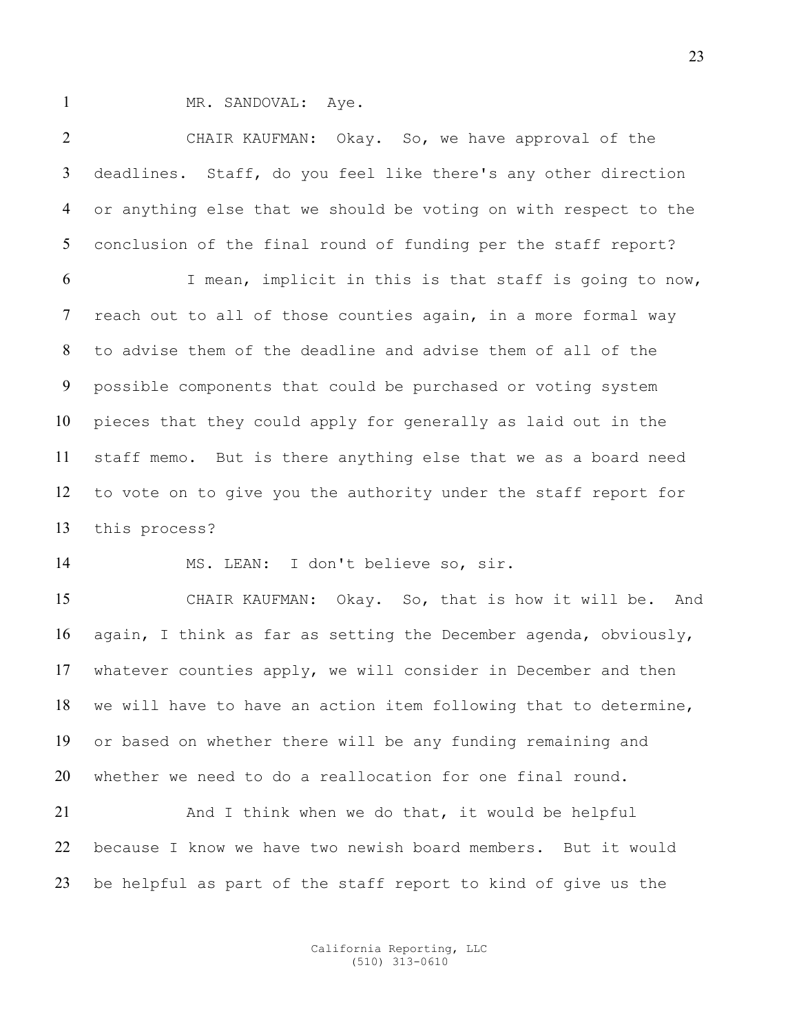MR. SANDOVAL: Aye.

CHAIR KAUFMAN: Okay. So, we have approval of the deadlines. Staff, do you feel like there's any other direction or anything else that we should be voting on with respect to the conclusion of the final round of funding per the staff report?

I mean, implicit in this is that staff is going to now, reach out to all of those counties again, in a more formal way to advise them of the deadline and advise them of all of the possible components that could be purchased or voting system pieces that they could apply for generally as laid out in the staff memo. But is there anything else that we as a board need to vote on to give you the authority under the staff report for this process?

MS. LEAN: I don't believe so, sir.

CHAIR KAUFMAN: Okay. So, that is how it will be. And again, I think as far as setting the December agenda, obviously, whatever counties apply, we will consider in December and then we will have to have an action item following that to determine, or based on whether there will be any funding remaining and whether we need to do a reallocation for one final round.

And I think when we do that, it would be helpful because I know we have two newish board members. But it would be helpful as part of the staff report to kind of give us the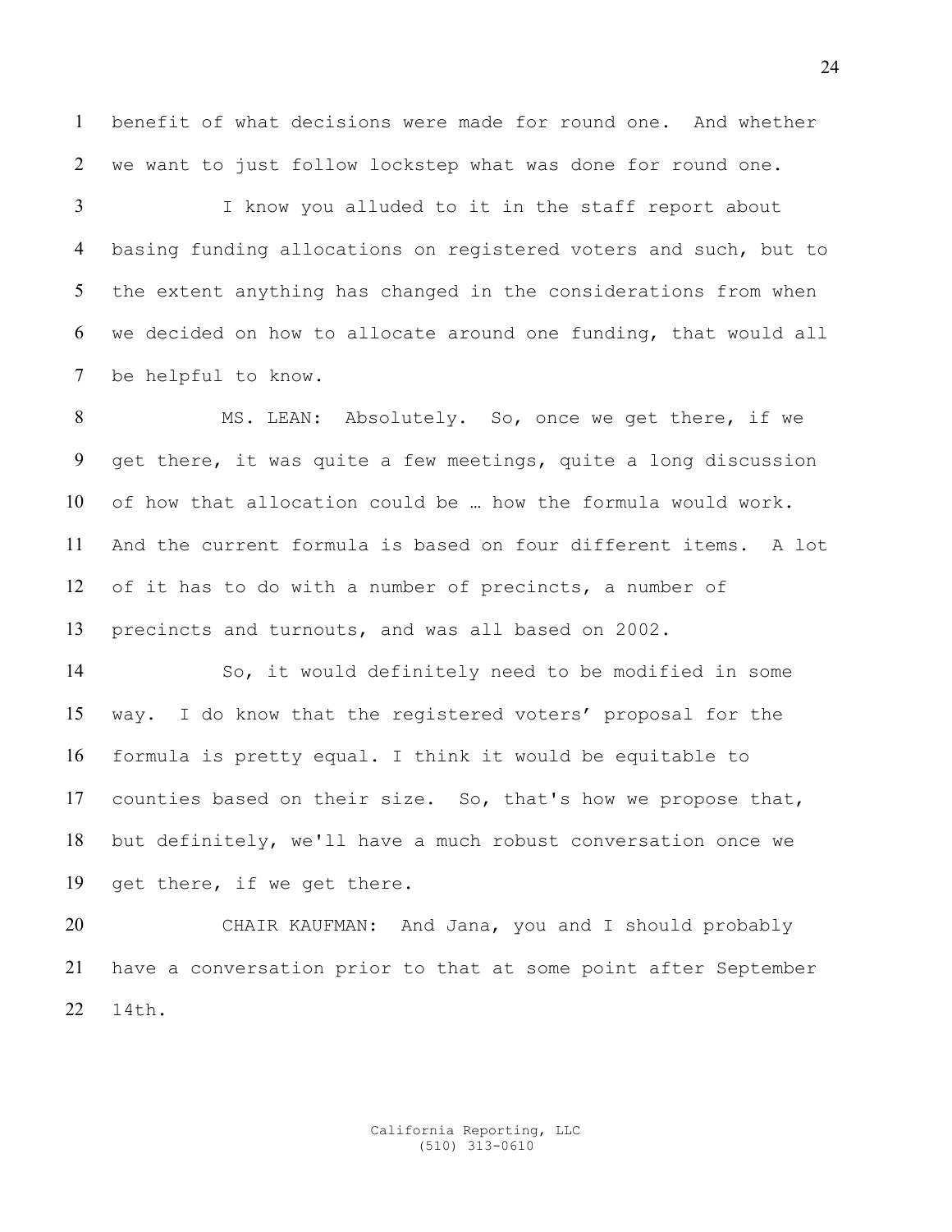benefit of what decisions were made for round one. And whether we want to just follow lockstep what was done for round one.

I know you alluded to it in the staff report about basing funding allocations on registered voters and such, but to the extent anything has changed in the considerations from when we decided on how to allocate around one funding, that would all be helpful to know.

MS. LEAN: Absolutely. So, once we get there, if we get there, it was quite a few meetings, quite a long discussion of how that allocation could be … how the formula would work. And the current formula is based on four different items. A lot of it has to do with a number of precincts, a number of precincts and turnouts, and was all based on 2002.

So, it would definitely need to be modified in some way. I do know that the registered voters' proposal for the formula is pretty equal. I think it would be equitable to counties based on their size. So, that's how we propose that, but definitely, we'll have a much robust conversation once we get there, if we get there.

CHAIR KAUFMAN: And Jana, you and I should probably have a conversation prior to that at some point after September 14th.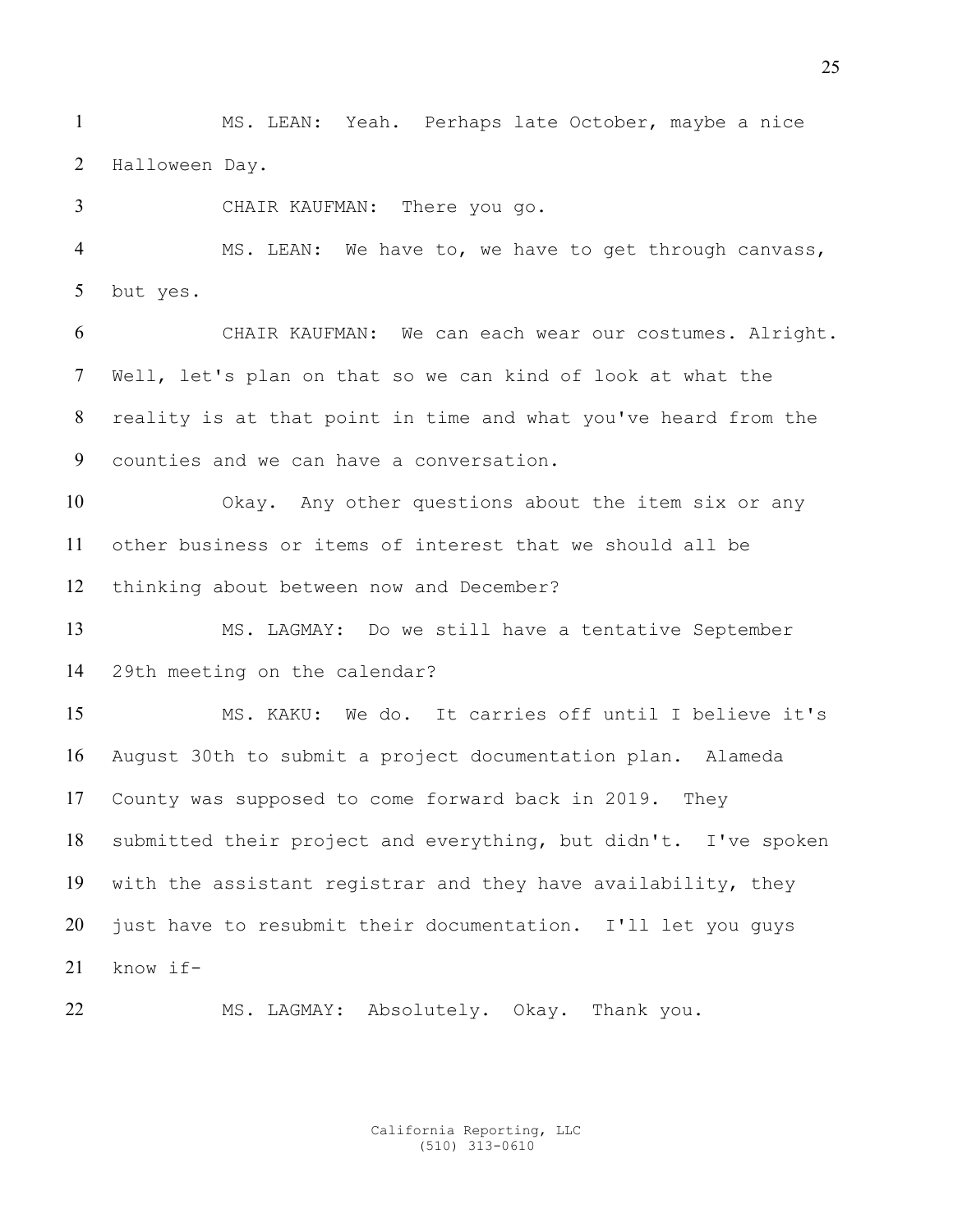MS. LEAN: Yeah. Perhaps late October, maybe a nice Halloween Day.

CHAIR KAUFMAN: There you go.

MS. LEAN: We have to, we have to get through canvass, but yes.

CHAIR KAUFMAN: We can each wear our costumes. Alright. Well, let's plan on that so we can kind of look at what the reality is at that point in time and what you've heard from the counties and we can have a conversation.

Okay. Any other questions about the item six or any other business or items of interest that we should all be thinking about between now and December?

MS. LAGMAY: Do we still have a tentative September 29th meeting on the calendar?

MS. KAKU: We do. It carries off until I believe it's August 30th to submit a project documentation plan. Alameda County was supposed to come forward back in 2019. They submitted their project and everything, but didn't. I've spoken with the assistant registrar and they have availability, they just have to resubmit their documentation. I'll let you guys know if-

MS. LAGMAY: Absolutely. Okay. Thank you.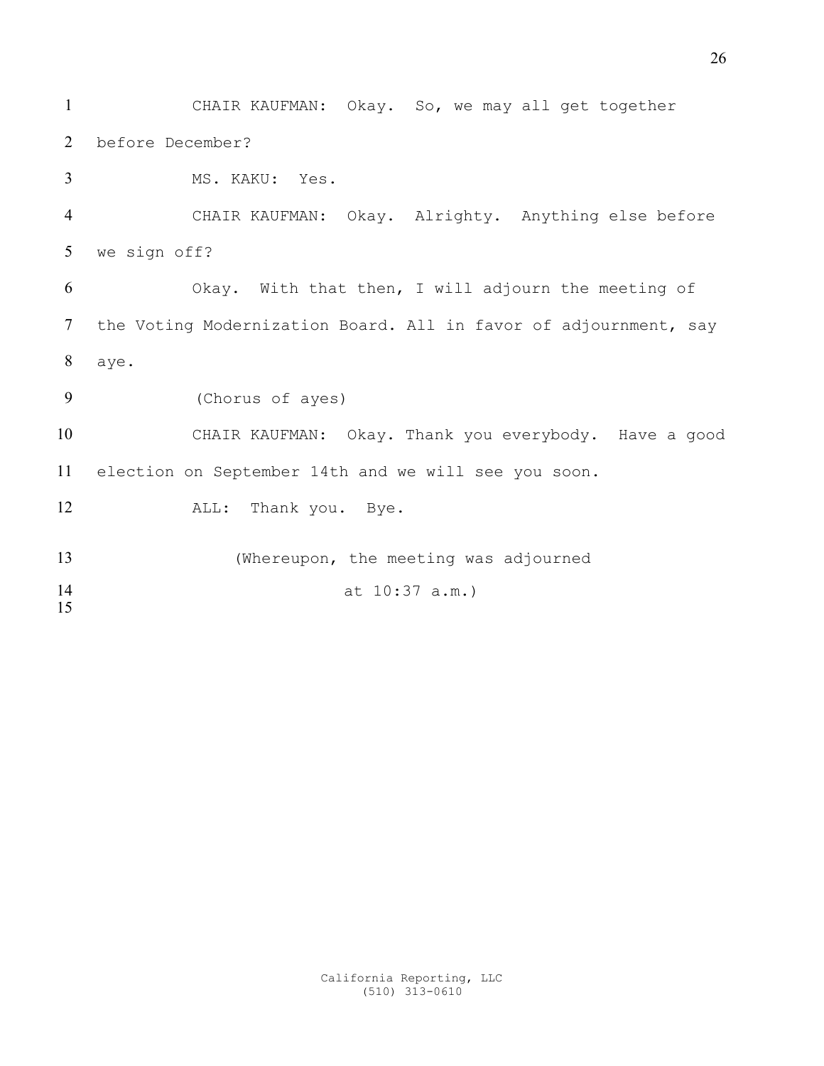CHAIR KAUFMAN: Okay. So, we may all get together before December?

MS. KAKU: Yes.

CHAIR KAUFMAN: Okay. Alrighty. Anything else before we sign off?

Okay. With that then, I will adjourn the meeting of the Voting Modernization Board. All in favor of adjournment, say aye.

(Chorus of ayes)

CHAIR KAUFMAN: Okay. Thank you everybody. Have a good election on September 14th and we will see you soon.

ALL: Thank you. Bye.

(Whereupon, the meeting was adjourned at 10:37 a.m.)

California Reporting, LLC
(510) 313-0610